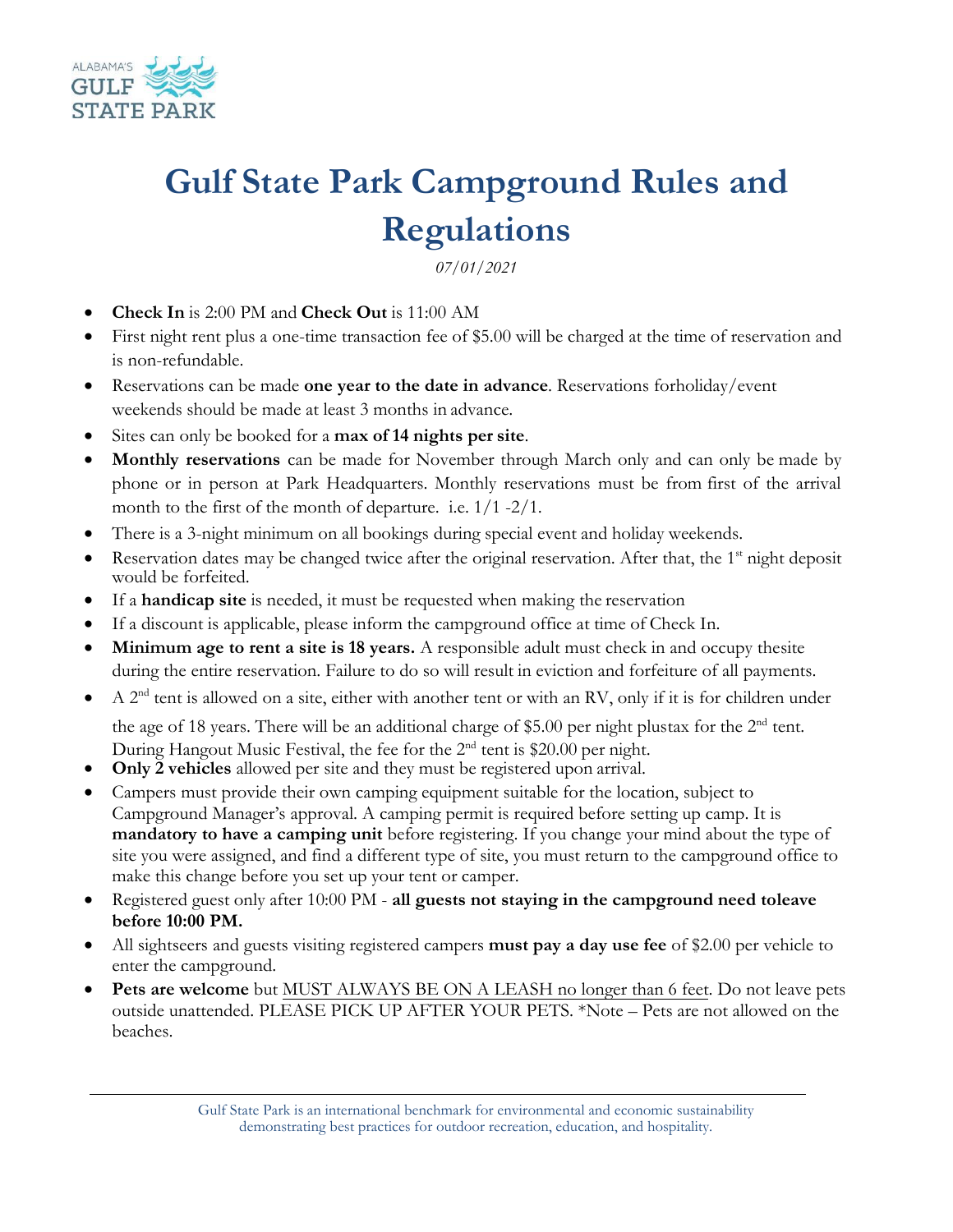# Gulf State Park Campground Rules and Regulations

*07/01/2021*

- **Check In** is 2:00 PM and **Check Out** is 11:00 AM
- First night rent plus a one-time transaction fee of $5.00 will be charged at the time of reservation and is non-refundable.
- Reservations can be made **one year to the date in advance**. Reservations forholiday/event weekends should be made at least 3 months in advance.
- Sites can only be booked for a **max of 14 nights per site**.
- **Monthly reservations** can be made for November through March only and can only be made by phone or in person at Park Headquarters. Monthly reservations must be from first of the arrival month to the first of the month of departure. i.e. 1/1 -2/1.
- There is a 3-night minimum on all bookings during special event and holiday weekends.
- Reservation dates may be changed twice after the original reservation. After that, the 1st night deposit would be forfeited.
- If a **handicap site** is needed, it must be requested when making the reservation
- If a discount is applicable, please inform the campground office at time of Check In.
- **Minimum age to rent a site is 18 years.** A responsible adult must check in and occupy thesite during the entire reservation. Failure to do so will result in eviction and forfeiture of all payments.
- A 2nd tent is allowed on a site, either with another tent or with an RV, only if it is for children under the age of 18 years. There will be an additional charge of $5.00 per night plustax for the 2nd tent. During Hangout Music Festival, the fee for the 2nd tent is $20.00 per night.
- **Only 2 vehicles** allowed per site and they must be registered upon arrival.
- Campers must provide their own camping equipment suitable for the location, subject to Campground Manager's approval. A camping permit is required before setting up camp. It is **mandatory to have a camping unit** before registering. If you change your mind about the type of site you were assigned, and find a different type of site, you must return to the campground office to make this change before you set up your tent or camper.
- Registered guest only after 10:00 PM - **all guests not staying in the campground need toleave before 10:00 PM.**
- All sightseers and guests visiting registered campers **must pay a day use fee** of $2.00 per vehicle to enter the campground.
- **Pets are welcome** but MUST ALWAYS BE ON A LEASH no longer than 6 feet. Do not leave pets outside unattended. PLEASE PICK UP AFTER YOUR PETS. *Note – Pets are not allowed on the beaches.

Gulf State Park is an international benchmark for environmental and economic sustainability demonstrating best practices for outdoor recreation, education, and hospitality.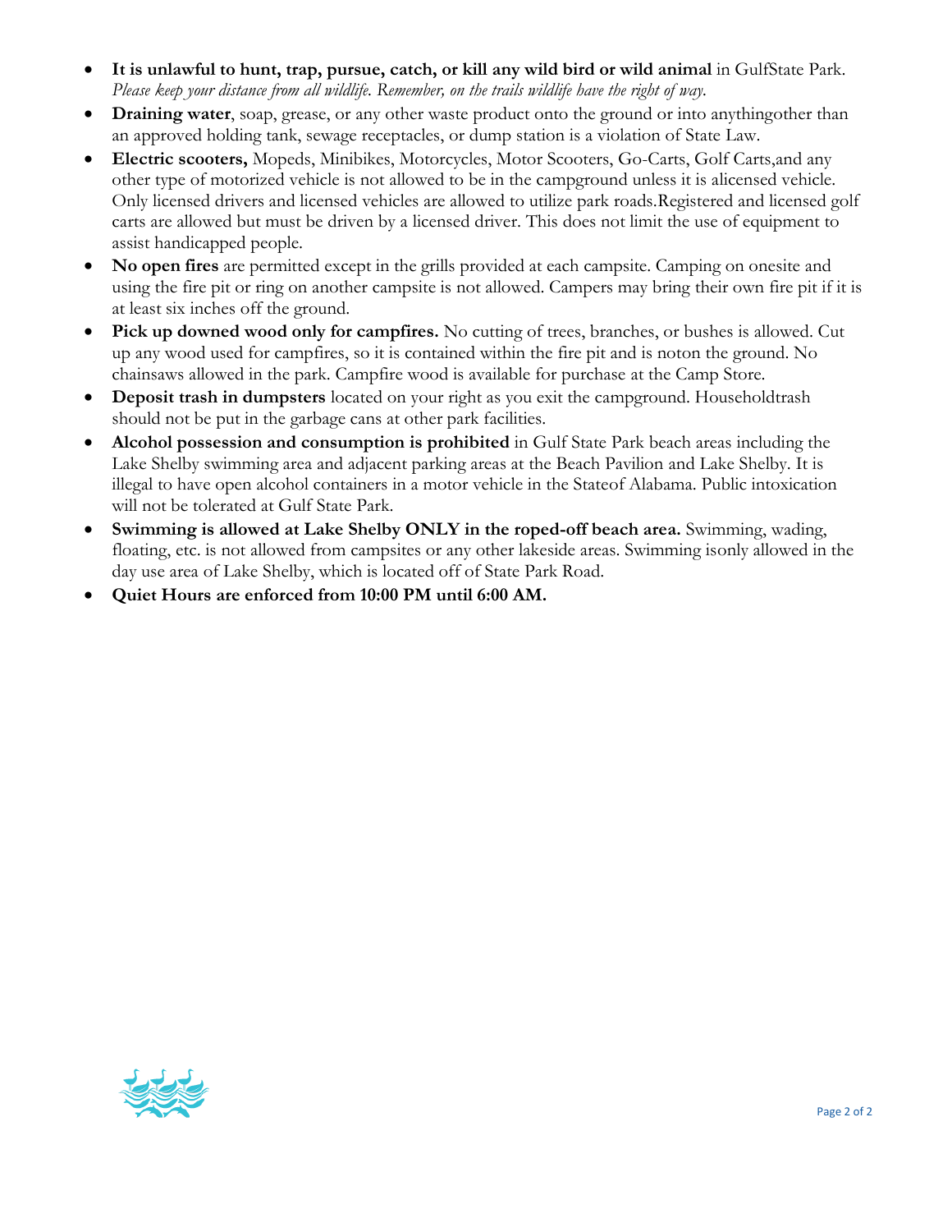- **It is unlawful to hunt, trap, pursue, catch, or kill any wild bird or wild animal** in GulfState Park. *Please keep your distance from all wildlife. Remember, on the trails wildlife have the right of way.*
- **Draining water**, soap, grease, or any other waste product onto the ground or into anythingother than an approved holding tank, sewage receptacles, or dump station is a violation of State Law.
- **Electric scooters,** Mopeds, Minibikes, Motorcycles, Motor Scooters, Go-Carts, Golf Carts,and any other type of motorized vehicle is not allowed to be in the campground unless it is alicensed vehicle. Only licensed drivers and licensed vehicles are allowed to utilize park roads.Registered and licensed golf carts are allowed but must be driven by a licensed driver. This does not limit the use of equipment to assist handicapped people.
- **No open fires** are permitted except in the grills provided at each campsite. Camping on onesite and using the fire pit or ring on another campsite is not allowed. Campers may bring their own fire pit if it is at least six inches off the ground.
- **Pick up downed wood only for campfires.** No cutting of trees, branches, or bushes is allowed. Cut up any wood used for campfires, so it is contained within the fire pit and is noton the ground. No chainsaws allowed in the park. Campfire wood is available for purchase at the Camp Store.
- **Deposit trash in dumpsters** located on your right as you exit the campground. Householdtrash should not be put in the garbage cans at other park facilities.
- **Alcohol possession and consumption is prohibited** in Gulf State Park beach areas including the Lake Shelby swimming area and adjacent parking areas at the Beach Pavilion and Lake Shelby. It is illegal to have open alcohol containers in a motor vehicle in the Stateof Alabama. Public intoxication will not be tolerated at Gulf State Park.
- **Swimming is allowed at Lake Shelby ONLY in the roped-off beach area.** Swimming, wading, floating, etc. is not allowed from campsites or any other lakeside areas. Swimming isonly allowed in the day use area of Lake Shelby, which is located off of State Park Road.
- **Quiet Hours are enforced from 10:00 PM until 6:00 AM.**